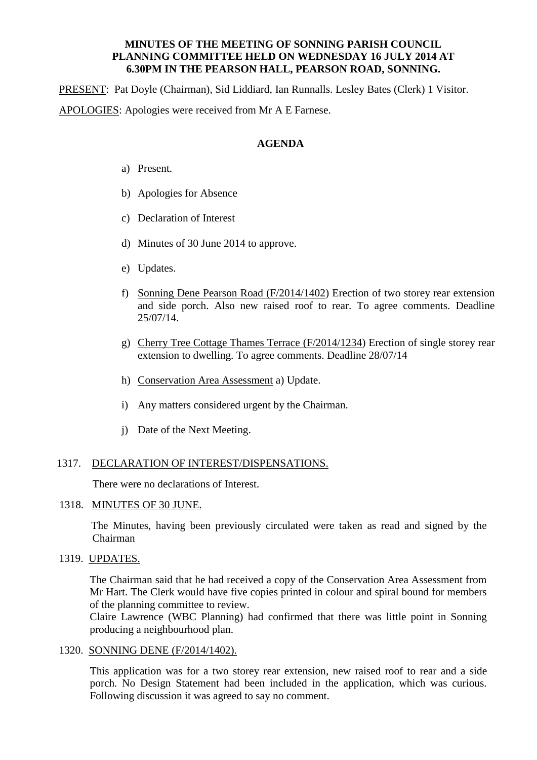**MINUTES OF THE MEETING OF SONNING PARISH COUNCIL PLANNING COMMITTEE HELD ON WEDNESDAY 16 JULY 2014 AT 6.30PM IN THE PEARSON HALL, PEARSON ROAD, SONNING.**

PRESENT: Pat Doyle (Chairman), Sid Liddiard, Ian Runnalls. Lesley Bates (Clerk) 1 Visitor.

APOLOGIES: Apologies were received from Mr A E Farnese.

**AGENDA**

a) Present.

b) Apologies for Absence

c) Declaration of Interest

d) Minutes of 30 June 2014 to approve.

e) Updates.

f) Sonning Dene Pearson Road (F/2014/1402) Erection of two storey rear extension and side porch. Also new raised roof to rear. To agree comments. Deadline 25/07/14.

g) Cherry Tree Cottage Thames Terrace (F/2014/1234) Erection of single storey rear extension to dwelling. To agree comments. Deadline 28/07/14

h) Conservation Area Assessment a) Update.

i) Any matters considered urgent by the Chairman.

j) Date of the Next Meeting.

1317. DECLARATION OF INTEREST/DISPENSATIONS.

There were no declarations of Interest.

1318. MINUTES OF 30 JUNE.

The Minutes, having been previously circulated were taken as read and signed by the Chairman

1319. UPDATES.

The Chairman said that he had received a copy of the Conservation Area Assessment from Mr Hart. The Clerk would have five copies printed in colour and spiral bound for members of the planning committee to review.
Claire Lawrence (WBC Planning) had confirmed that there was little point in Sonning producing a neighbourhood plan.

1320. SONNING DENE (F/2014/1402).

This application was for a two storey rear extension, new raised roof to rear and a side porch. No Design Statement had been included in the application, which was curious. Following discussion it was agreed to say no comment.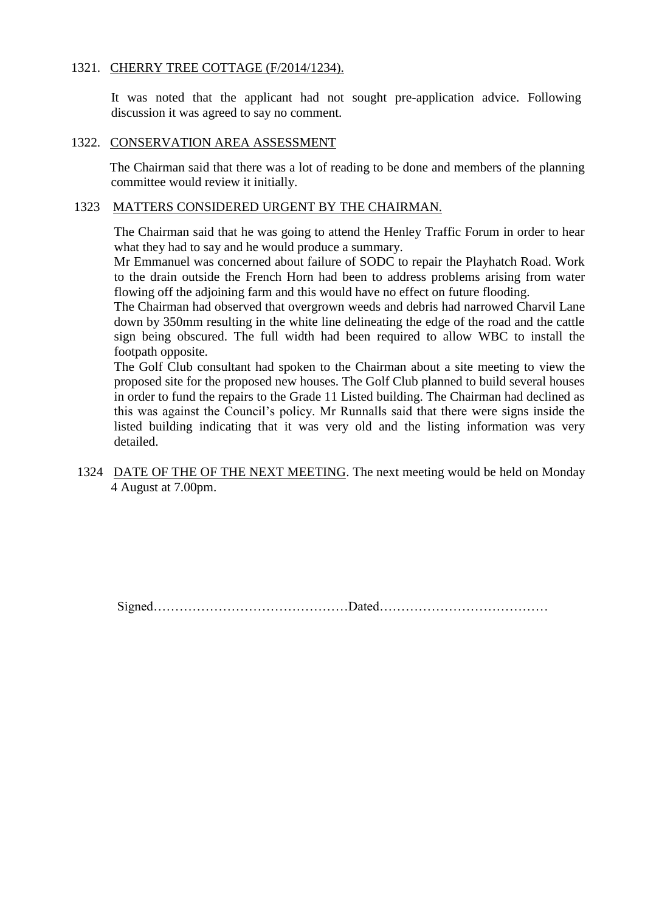1321. CHERRY TREE COTTAGE (F/2014/1234).

It was noted that the applicant had not sought pre-application advice. Following discussion it was agreed to say no comment.

1322. CONSERVATION AREA ASSESSMENT

The Chairman said that there was a lot of reading to be done and members of the planning committee would review it initially.

1323 MATTERS CONSIDERED URGENT BY THE CHAIRMAN.

The Chairman said that he was going to attend the Henley Traffic Forum in order to hear what they had to say and he would produce a summary.

Mr Emmanuel was concerned about failure of SODC to repair the Playhatch Road. Work to the drain outside the French Horn had been to address problems arising from water flowing off the adjoining farm and this would have no effect on future flooding.

The Chairman had observed that overgrown weeds and debris had narrowed Charvil Lane down by 350mm resulting in the white line delineating the edge of the road and the cattle sign being obscured. The full width had been required to allow WBC to install the footpath opposite.

The Golf Club consultant had spoken to the Chairman about a site meeting to view the proposed site for the proposed new houses. The Golf Club planned to build several houses in order to fund the repairs to the Grade 11 Listed building. The Chairman had declined as this was against the Council's policy. Mr Runnalls said that there were signs inside the listed building indicating that it was very old and the listing information was very detailed.

1324 DATE OF THE OF THE NEXT MEETING. The next meeting would be held on Monday 4 August at 7.00pm.

Signed……………………………………Dated…………………………………